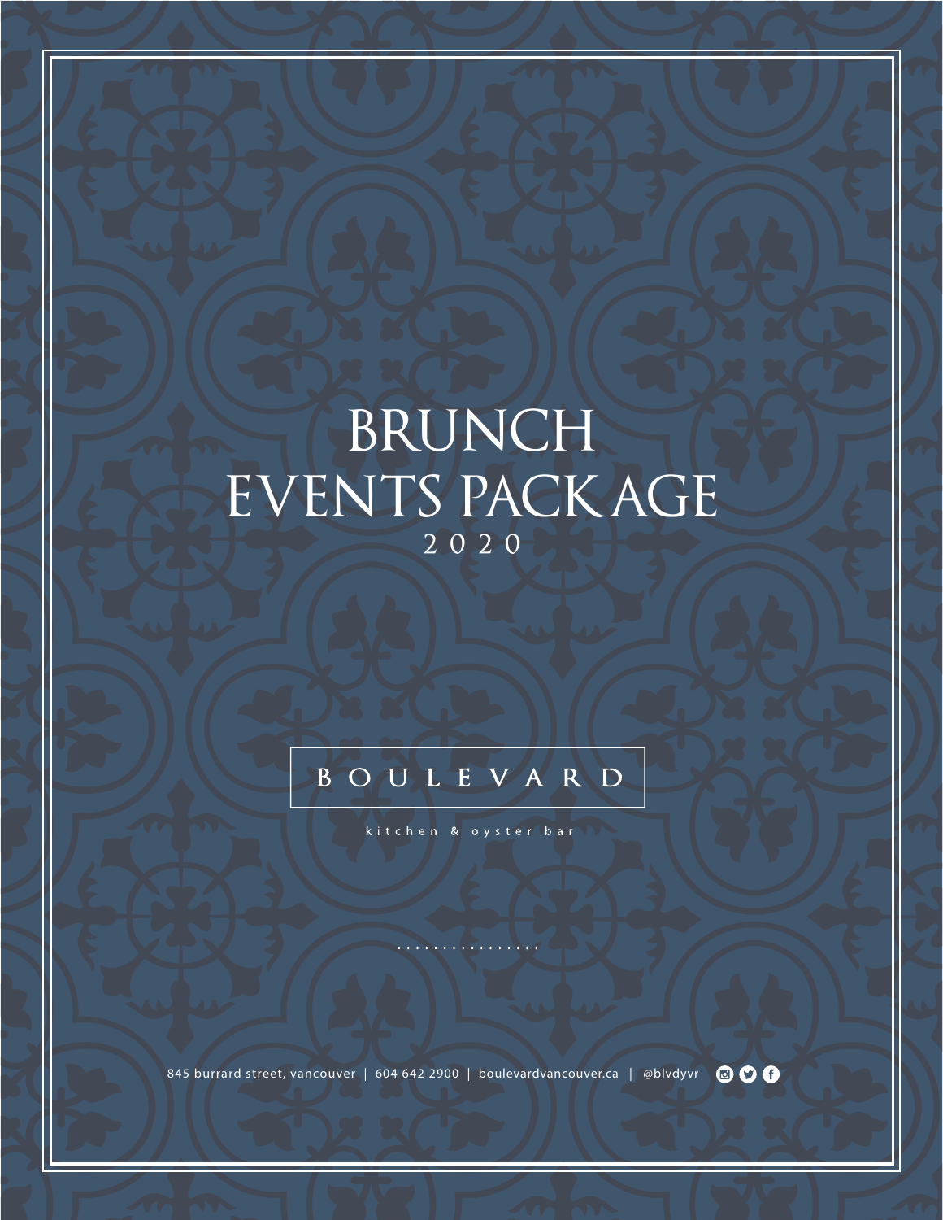# BRUNCH EVENTS PACKAGE

2020

BOULEVARD

kitchen & oyster bar

845 burrard street, vancouver | 604 642 2900 | boulevardvancouver.ca | @blvdyvr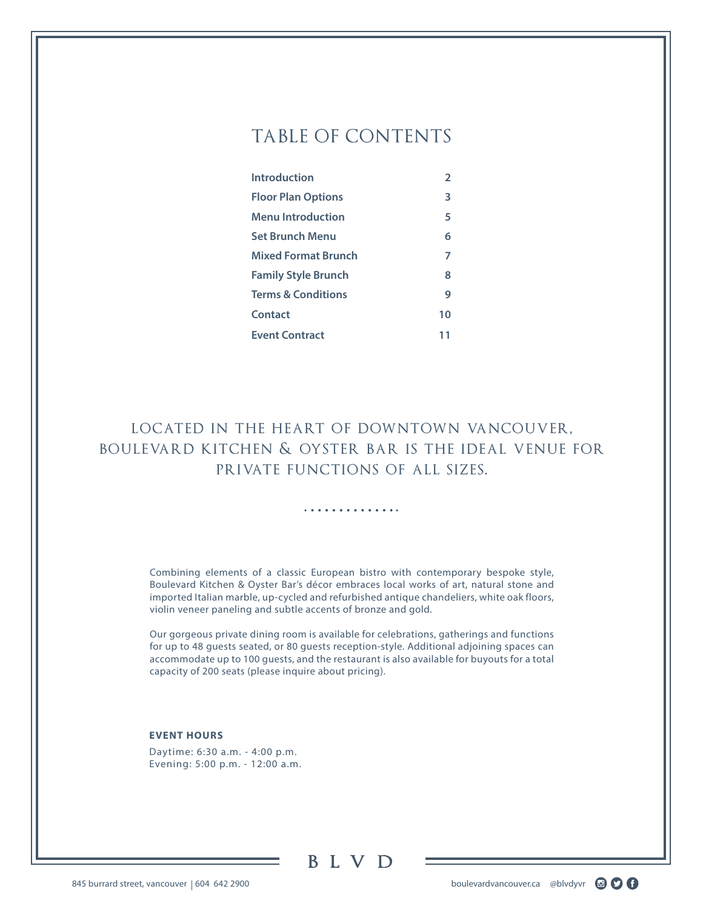# TABLE OF CONTENTS

| | |
|---|---|
| **Introduction** | **2** |
| **Floor Plan Options** | **3** |
| **Menu Introduction** | **5** |
| **Set Brunch Menu** | **6** |
| **Mixed Format Brunch** | **7** |
| **Family Style Brunch** | **8** |
| **Terms & Conditions** | **9** |
| **Contact** | **10** |
| **Event Contract** | **11** |

## LOCATED IN THE HEART OF DOWNTOWN VANCOUVER, BOULEVARD KITCHEN & OYSTER BAR IS THE IDEAL VENUE FOR PRIVATE FUNCTIONS OF ALL SIZES.

Combining elements of a classic European bistro with contemporary bespoke style, Boulevard Kitchen & Oyster Bar's décor embraces local works of art, natural stone and imported Italian marble, up-cycled and refurbished antique chandeliers, white oak floors, violin veneer paneling and subtle accents of bronze and gold.

Our gorgeous private dining room is available for celebrations, gatherings and functions for up to 48 guests seated, or 80 guests reception-style. Additional adjoining spaces can accommodate up to 100 guests, and the restaurant is also available for buyouts for a total capacity of 200 seats (please inquire about pricing).

**EVENT HOURS**

Daytime: 6:30 a.m. - 4:00 p.m.
Evening: 5:00 p.m. - 12:00 a.m.

BLVD

845 burrard street, vancouver | 604 642 2900

boulevardvancouver.ca @blvdyvr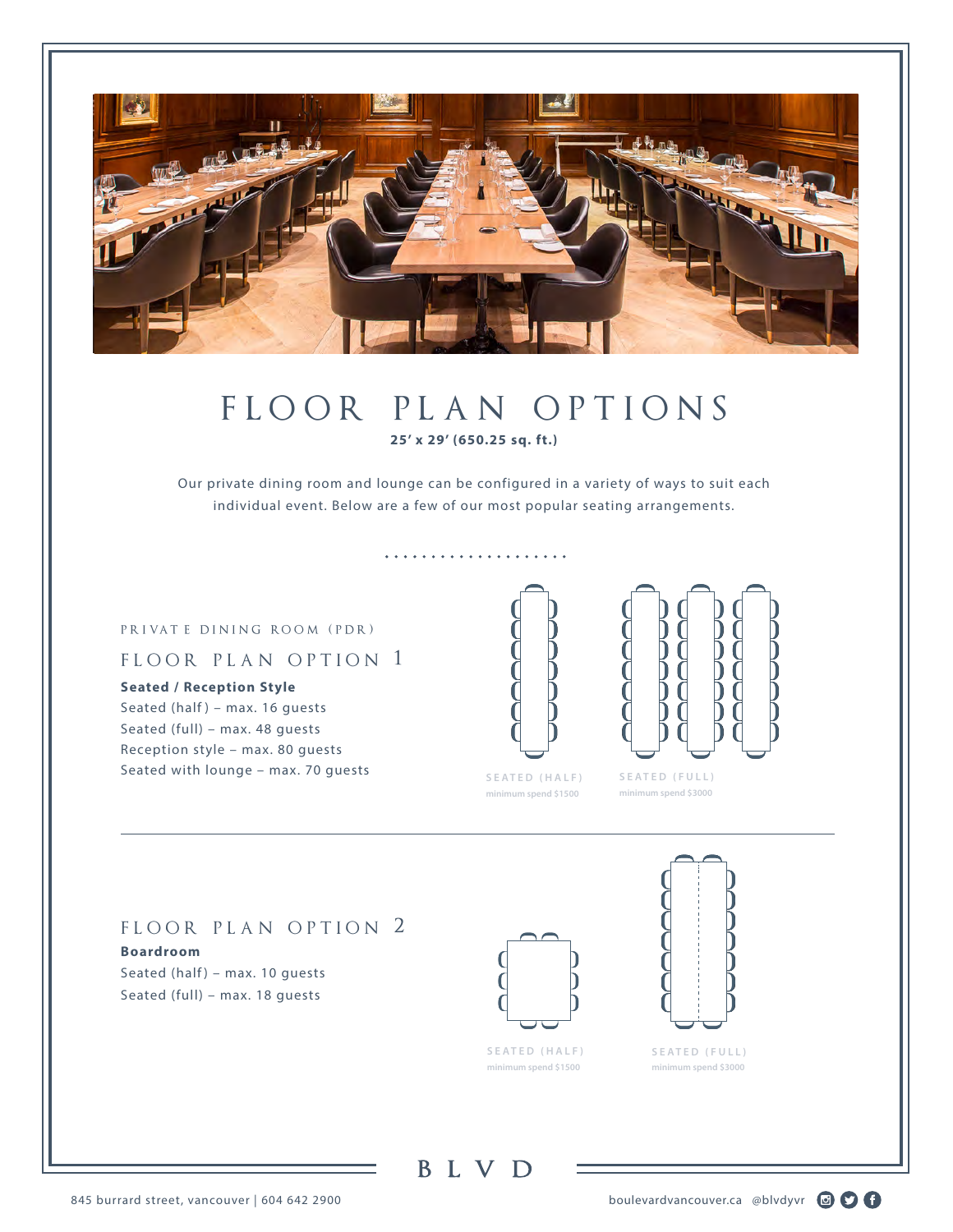# FLOOR PLAN OPTIONS

**25' x 29' (650.25 sq. ft.)**

Our private dining room and lounge can be configured in a variety of ways to suit each individual event. Below are a few of our most popular seating arrangements.

PRIVATE DINING ROOM (PDR)

## FLOOR PLAN OPTION 1

**Seated / Reception Style**

Seated (half) – max. 16 guests
Seated (full) – max. 48 guests
Reception style – max. 80 guests
Seated with lounge – max. 70 guests

SEATED (HALF)
minimum spend $1500

SEATED (FULL)
minimum spend $3000

## FLOOR PLAN OPTION 2

**Boardroom**

Seated (half) – max. 10 guests
Seated (full) – max. 18 guests

SEATED (HALF)
minimum spend $1500

SEATED (FULL)
minimum spend $3000

BLVD

845 burrard street, vancouver | 604 642 2900

boulevardvancouver.ca @blvdyvr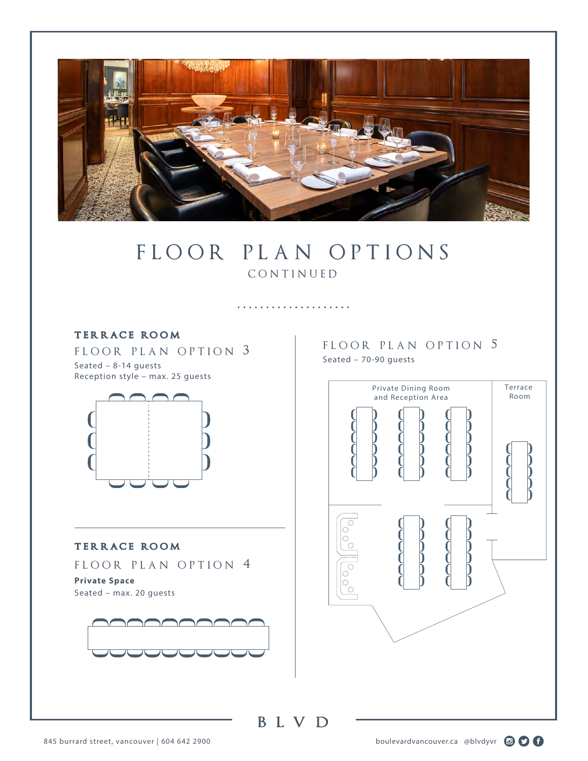# FLOOR PLAN OPTIONS

CONTINUED

## TERRACE ROOM

### FLOOR PLAN OPTION 3

Seated – 8-14 guests
Reception style – max. 25 guests

## TERRACE ROOM

### FLOOR PLAN OPTION 4

**Private Space**
Seated – max. 20 guests

### FLOOR PLAN OPTION 5

Seated – 70-90 guests

Private Dining Room and Reception Area

Terrace Room

BLVD

845 burrard street, vancouver | 604 642 2900

boulevardvancouver.ca @blvdyvr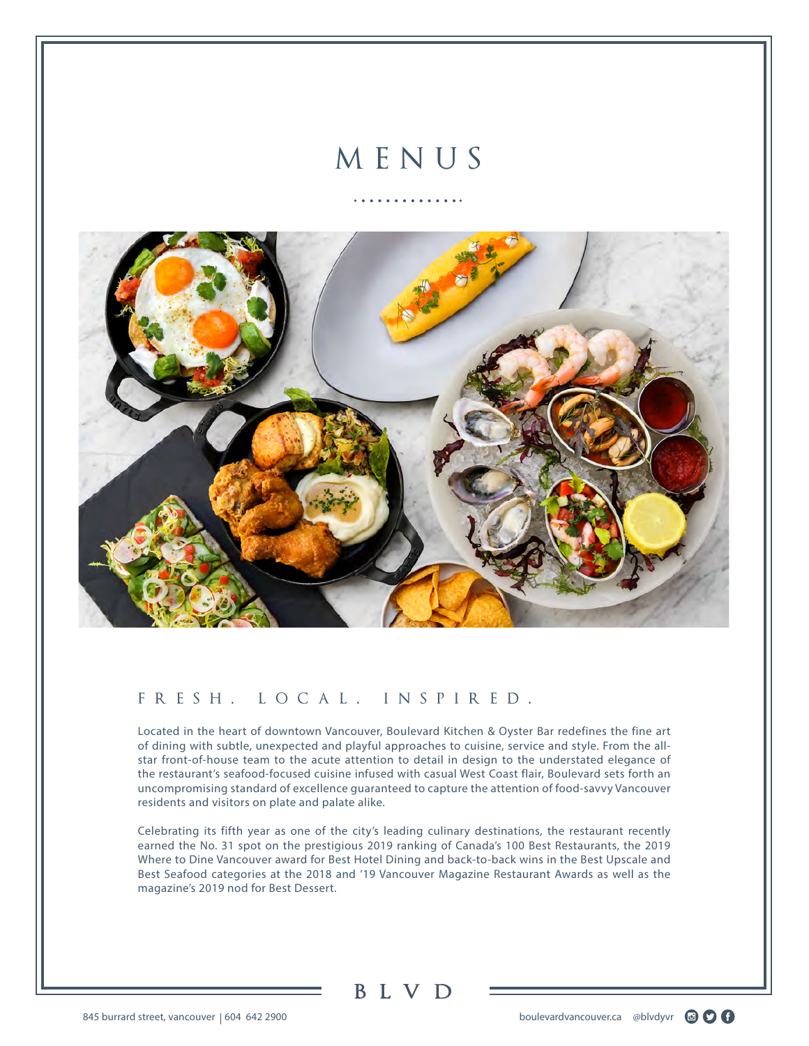# MENUS

## FRESH. LOCAL. INSPIRED.

Located in the heart of downtown Vancouver, Boulevard Kitchen & Oyster Bar redefines the fine art of dining with subtle, unexpected and playful approaches to cuisine, service and style. From the all-star front-of-house team to the acute attention to detail in design to the understated elegance of the restaurant's seafood-focused cuisine infused with casual West Coast flair, Boulevard sets forth an uncompromising standard of excellence guaranteed to capture the attention of food-savvy Vancouver residents and visitors on plate and palate alike.

Celebrating its fifth year as one of the city's leading culinary destinations, the restaurant recently earned the No. 31 spot on the prestigious 2019 ranking of Canada's 100 Best Restaurants, the 2019 Where to Dine Vancouver award for Best Hotel Dining and back-to-back wins in the Best Upscale and Best Seafood categories at the 2018 and '19 Vancouver Magazine Restaurant Awards as well as the magazine's 2019 nod for Best Dessert.

BLVD

845 burrard street, vancouver | 604 642 2900

boulevardvancouver.ca @blvdyvr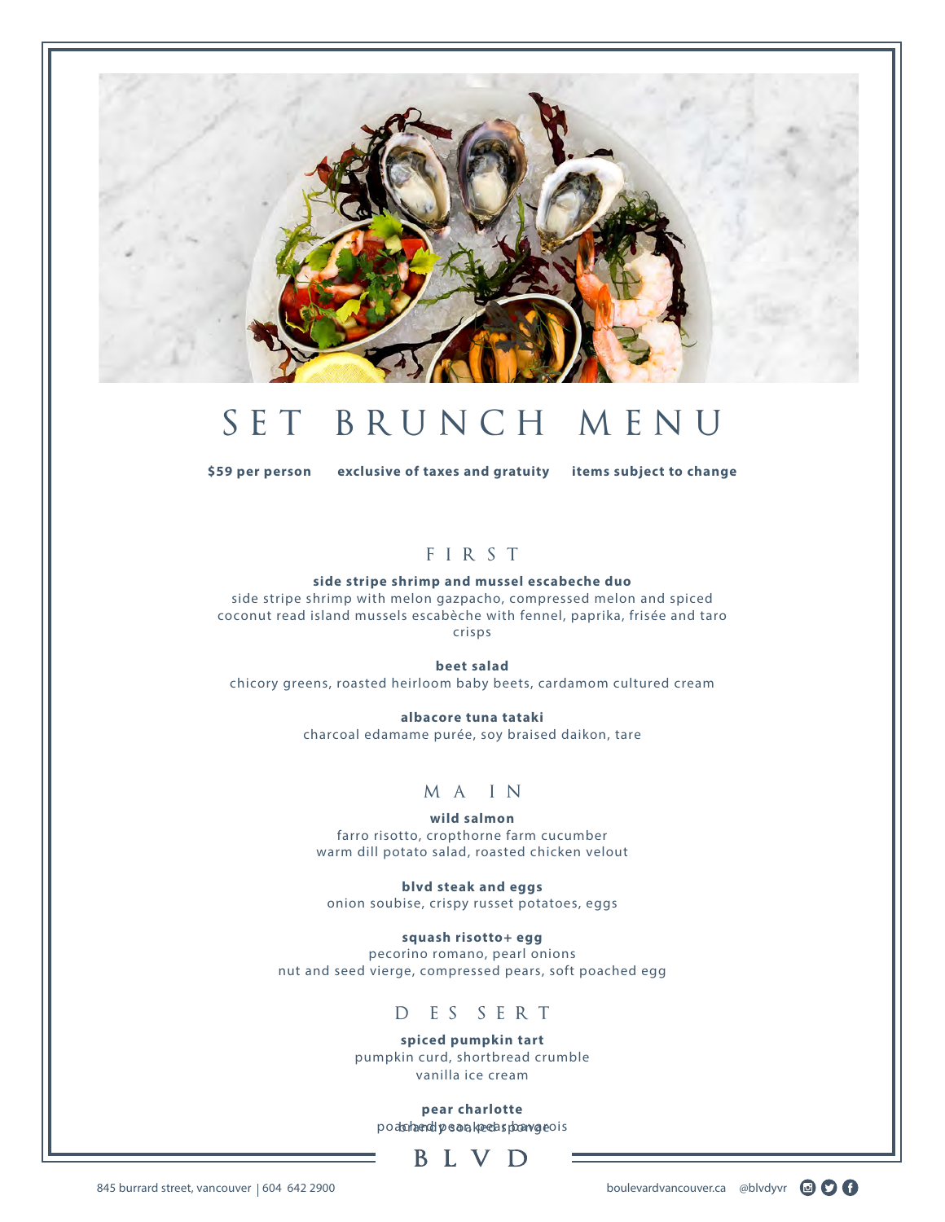# SET BRUNCH MENU

**$59 per person** **exclusive of taxes and gratuity** **items subject to change**

## FIRST

**side stripe shrimp and mussel escabeche duo**
side stripe shrimp with melon gazpacho, compressed melon and spiced coconut read island mussels escabèche with fennel, paprika, frisée and taro crisps

**beet salad**
chicory greens, roasted heirloom baby beets, cardamom cultured cream

**albacore tuna tataki**
charcoal edamame purée, soy braised daikon, tare

## MAIN

**wild salmon**
farro risotto, cropthorne farm cucumber
warm dill potato salad, roasted chicken velout

**blvd steak and eggs**
onion soubise, crispy russet potatoes, eggs

**squash risotto+ egg**
pecorino romano, pearl onions
nut and seed vierge, compressed pears, soft poached egg

## DESSERT

**spiced pumpkin tart**
pumpkin curd, shortbread crumble
vanilla ice cream

**pear charlotte**
poached pear, pear bavarois
brandy soaked sponge

BLVD

845 burrard street, vancouver | 604 642 2900

boulevardvancouver.ca @blvdyvr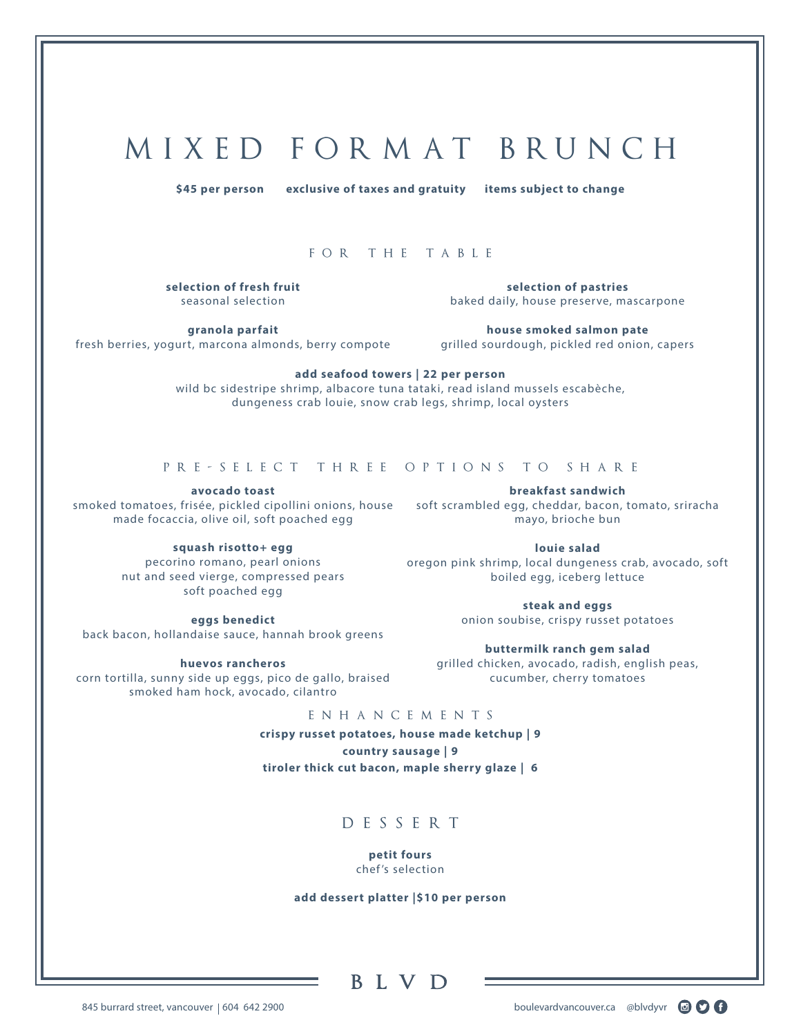# MIXED FORMAT BRUNCH

**$45 per person** **exclusive of taxes and gratuity** **items subject to change**

## FOR THE TABLE

**selection of fresh fruit**
seasonal selection

**selection of pastries**
baked daily, house preserve, mascarpone

**granola parfait**
fresh berries, yogurt, marcona almonds, berry compote

**house smoked salmon pate**
grilled sourdough, pickled red onion, capers

**add seafood towers | 22 per person**
wild bc sidestripe shrimp, albacore tuna tataki, read island mussels escabèche, dungeness crab louie, snow crab legs, shrimp, local oysters

## PRE-SELECT THREE OPTIONS TO SHARE

**avocado toast**
smoked tomatoes, frisée, pickled cipollini onions, house made focaccia, olive oil, soft poached egg

**squash risotto+ egg**
pecorino romano, pearl onions
nut and seed vierge, compressed pears
soft poached egg

**eggs benedict**
back bacon, hollandaise sauce, hannah brook greens

**huevos rancheros**
corn tortilla, sunny side up eggs, pico de gallo, braised smoked ham hock, avocado, cilantro

**breakfast sandwich**
soft scrambled egg, cheddar, bacon, tomato, sriracha mayo, brioche bun

**louie salad**
oregon pink shrimp, local dungeness crab, avocado, soft boiled egg, iceberg lettuce

**steak and eggs**
onion soubise, crispy russet potatoes

**buttermilk ranch gem salad**
grilled chicken, avocado, radish, english peas, cucumber, cherry tomatoes

## ENHANCEMENTS

**crispy russet potatoes, house made ketchup | 9**
**country sausage | 9**
**tiroler thick cut bacon, maple sherry glaze | 6**

## DESSERT

**petit fours**
chef's selection

**add dessert platter |$10 per person**

BLVD

845 burrard street, vancouver | 604 642 2900

boulevardvancouver.ca @blvdyvr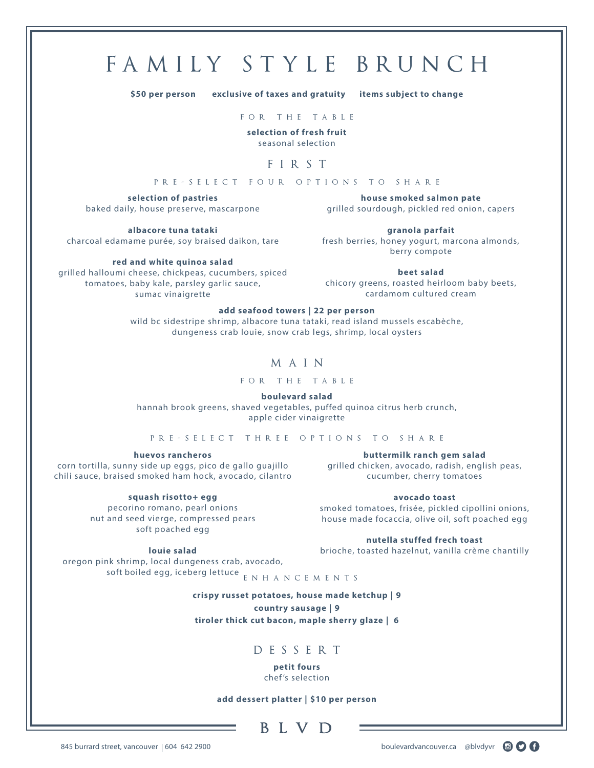# FAMILY STYLE BRUNCH

**$50 per person** **exclusive of taxes and gratuity** **items subject to change**

### FOR THE TABLE

**selection of fresh fruit**
seasonal selection

## FIRST

### PRE-SELECT FOUR OPTIONS TO SHARE

**selection of pastries**
baked daily, house preserve, mascarpone

**albacore tuna tataki**
charcoal edamame purée, soy braised daikon, tare

**red and white quinoa salad**
grilled halloumi cheese, chickpeas, cucumbers, spiced tomatoes, baby kale, parsley garlic sauce, sumac vinaigrette

**house smoked salmon pate**
grilled sourdough, pickled red onion, capers

**granola parfait**
fresh berries, honey yogurt, marcona almonds, berry compote

**beet salad**
chicory greens, roasted heirloom baby beets, cardamom cultured cream

**add seafood towers | 22 per person**
wild bc sidestripe shrimp, albacore tuna tataki, read island mussels escabèche, dungeness crab louie, snow crab legs, shrimp, local oysters

## MAIN

### FOR THE TABLE

**boulevard salad**
hannah brook greens, shaved vegetables, puffed quinoa citrus herb crunch, apple cider vinaigrette

### PRE-SELECT THREE OPTIONS TO SHARE

**huevos rancheros**
corn tortilla, sunny side up eggs, pico de gallo guajillo chili sauce, braised smoked ham hock, avocado, cilantro

**squash risotto+ egg**
pecorino romano, pearl onions nut and seed vierge, compressed pears soft poached egg

**louie salad**
oregon pink shrimp, local dungeness crab, avocado, soft boiled egg, iceberg lettuce

**buttermilk ranch gem salad**
grilled chicken, avocado, radish, english peas, cucumber, cherry tomatoes

**avocado toast**
smoked tomatoes, frisée, pickled cipollini onions, house made focaccia, olive oil, soft poached egg

**nutella stuffed frech toast**
brioche, toasted hazelnut, vanilla crème chantilly

### ENHANCEMENTS

**crispy russet potatoes, house made ketchup | 9**
**country sausage | 9**
**tiroler thick cut bacon, maple sherry glaze | 6**

## DESSERT

**petit fours**
chef's selection

**add dessert platter | $10 per person**

BLVD

845 burrard street, vancouver | 604 642 2900

boulevardvancouver.ca @blvdyvr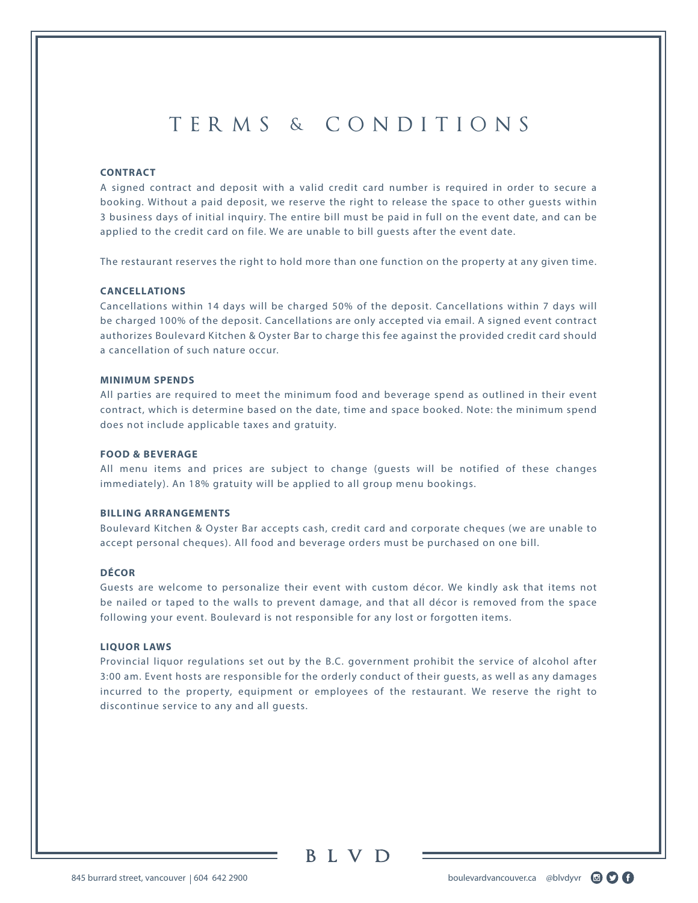# TERMS & CONDITIONS

### CONTRACT

A signed contract and deposit with a valid credit card number is required in order to secure a booking. Without a paid deposit, we reserve the right to release the space to other guests within 3 business days of initial inquiry. The entire bill must be paid in full on the event date, and can be applied to the credit card on file. We are unable to bill guests after the event date.

The restaurant reserves the right to hold more than one function on the property at any given time.

### CANCELLATIONS

Cancellations within 14 days will be charged 50% of the deposit. Cancellations within 7 days will be charged 100% of the deposit. Cancellations are only accepted via email. A signed event contract authorizes Boulevard Kitchen & Oyster Bar to charge this fee against the provided credit card should a cancellation of such nature occur.

### MINIMUM SPENDS

All parties are required to meet the minimum food and beverage spend as outlined in their event contract, which is determine based on the date, time and space booked. Note: the minimum spend does not include applicable taxes and gratuity.

### FOOD & BEVERAGE

All menu items and prices are subject to change (guests will be notified of these changes immediately). An 18% gratuity will be applied to all group menu bookings.

### BILLING ARRANGEMENTS

Boulevard Kitchen & Oyster Bar accepts cash, credit card and corporate cheques (we are unable to accept personal cheques). All food and beverage orders must be purchased on one bill.

### DÉCOR

Guests are welcome to personalize their event with custom décor. We kindly ask that items not be nailed or taped to the walls to prevent damage, and that all décor is removed from the space following your event. Boulevard is not responsible for any lost or forgotten items.

### LIQUOR LAWS

Provincial liquor regulations set out by the B.C. government prohibit the service of alcohol after 3:00 am. Event hosts are responsible for the orderly conduct of their guests, as well as any damages incurred to the property, equipment or employees of the restaurant. We reserve the right to discontinue service to any and all guests.

BLVD

845 burrard street, vancouver | 604 642 2900

boulevardvancouver.ca @blvdyvr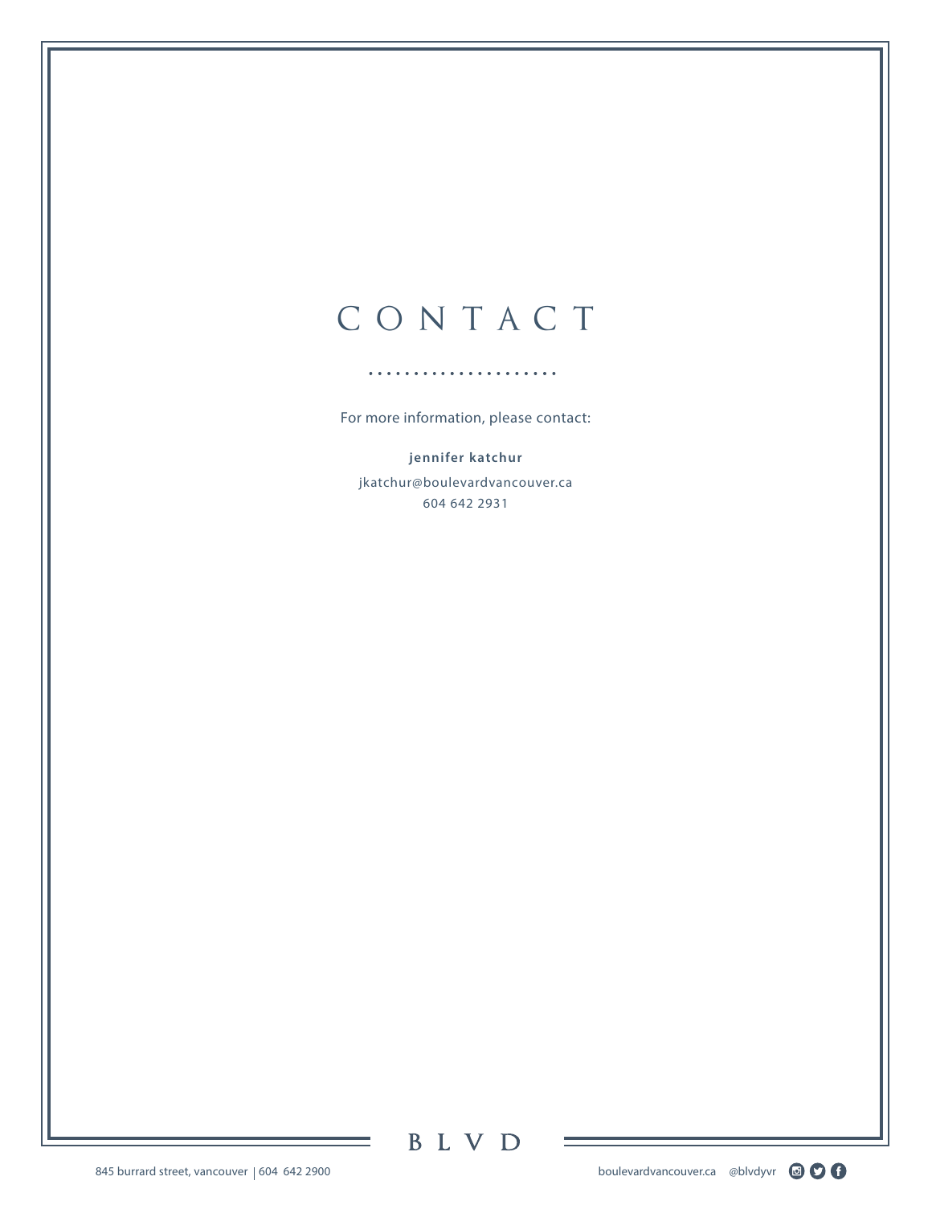# CONTACT

For more information, please contact:

**jennifer katchur**

jkatchur@boulevardvancouver.ca

604 642 2931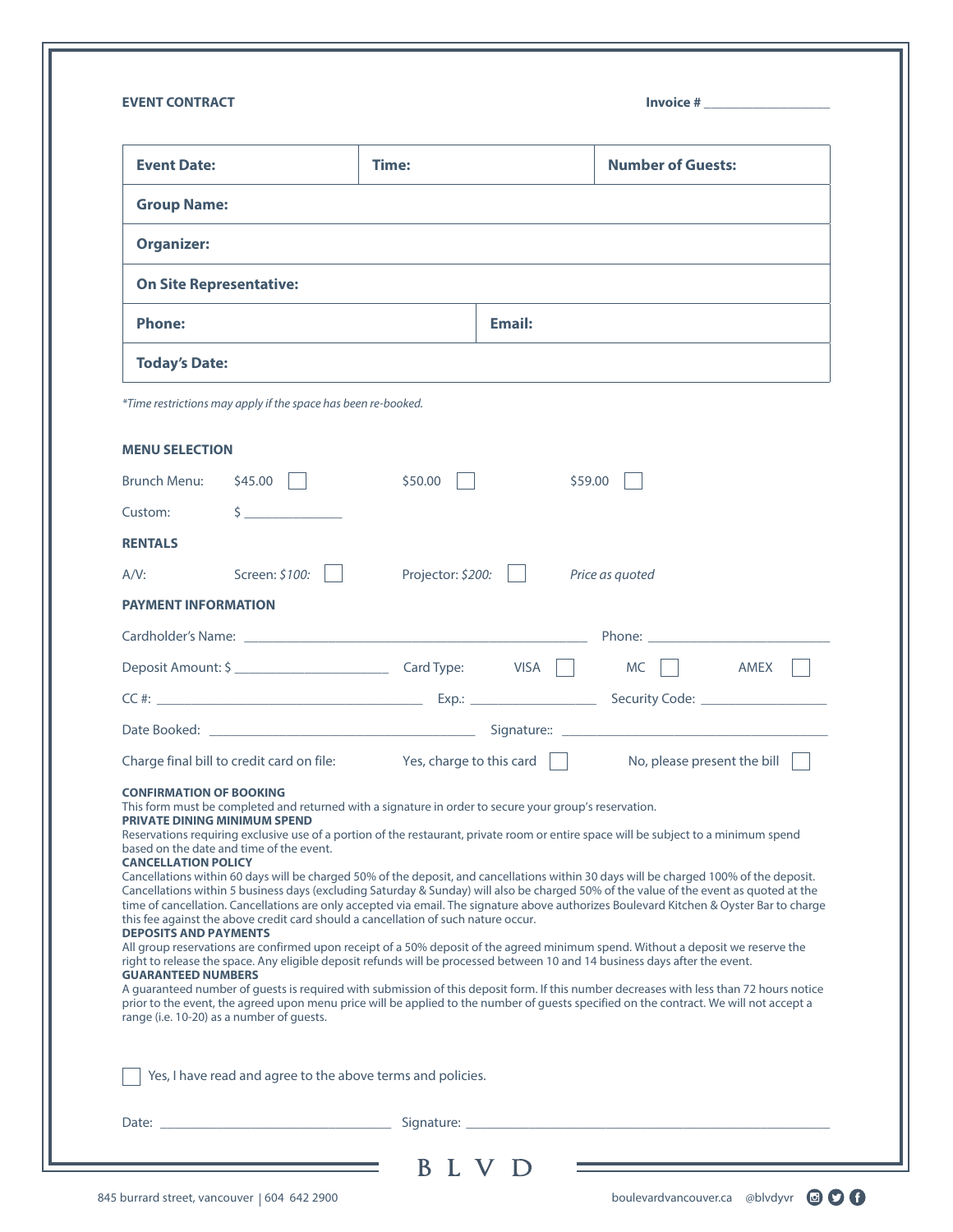**EVENT CONTRACT**

**Invoice #** ___________________

| | | |
|---|---|---|
| **Event Date:** | **Time:** | **Number of Guests:** |
| **Group Name:** | | |
| **Organizer:** | | |
| **On Site Representative:** | | |
| **Phone:** | **Email:** | |
| **Today's Date:** | | |

*\*Time restrictions may apply if the space has been re-booked.*

**MENU SELECTION**

Brunch Menu: $45.00 ☐ $50.00 ☐ $59.00 ☐

Custom: $ ______________

**RENTALS**

A/V: Screen: *$100:* ☐ Projector: *$200:* ☐ *Price as quoted*

**PAYMENT INFORMATION**

Cardholder's Name: ____________________________________________ Phone: _________________________

Deposit Amount: $ ______________________ Card Type: VISA ☐ MC ☐ AMEX ☐

CC #: ______________________________________ Exp.: __________________ Security Code: __________________

Date Booked: ______________________________________ Signature:: ______________________________________

Charge final bill to credit card on file: Yes, charge to this card ☐ No, please present the bill ☐

**CONFIRMATION OF BOOKING**
This form must be completed and returned with a signature in order to secure your group's reservation.

**PRIVATE DINING MINIMUM SPEND**
Reservations requiring exclusive use of a portion of the restaurant, private room or entire space will be subject to a minimum spend based on the date and time of the event.

**CANCELLATION POLICY**
Cancellations within 60 days will be charged 50% of the deposit, and cancellations within 30 days will be charged 100% of the deposit. Cancellations within 5 business days (excluding Saturday & Sunday) will also be charged 50% of the value of the event as quoted at the time of cancellation. Cancellations are only accepted via email. The signature above authorizes Boulevard Kitchen & Oyster Bar to charge this fee against the above credit card should a cancellation of such nature occur.

**DEPOSITS AND PAYMENTS**
All group reservations are confirmed upon receipt of a 50% deposit of the agreed minimum spend. Without a deposit we reserve the right to release the space. Any eligible deposit refunds will be processed between 10 and 14 business days after the event.

**GUARANTEED NUMBERS**
A guaranteed number of guests is required with submission of this deposit form. If this number decreases with less than 72 hours notice prior to the event, the agreed upon menu price will be applied to the number of guests specified on the contract. We will not accept a range (i.e. 10-20) as a number of guests.

☐ Yes, I have read and agree to the above terms and policies.

Date: _________________________________ Signature: ____________________________________________________

B L V D

845 burrard street, vancouver | 604 642 2900

boulevardvancouver.ca @blvdyvr